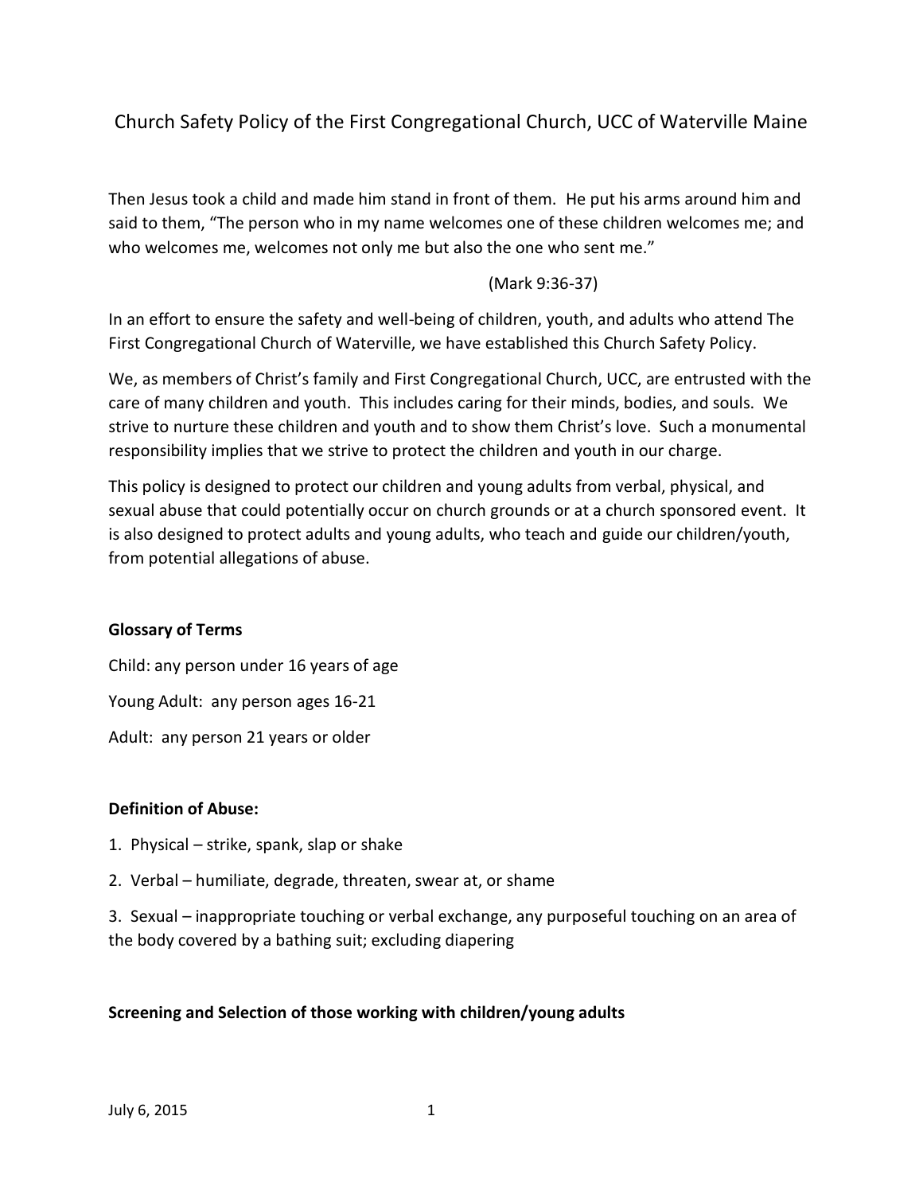# Church Safety Policy of the First Congregational Church, UCC of Waterville Maine

Then Jesus took a child and made him stand in front of them. He put his arms around him and said to them, "The person who in my name welcomes one of these children welcomes me; and who welcomes me, welcomes not only me but also the one who sent me."

(Mark 9:36-37)

In an effort to ensure the safety and well-being of children, youth, and adults who attend The First Congregational Church of Waterville, we have established this Church Safety Policy.

We, as members of Christ's family and First Congregational Church, UCC, are entrusted with the care of many children and youth. This includes caring for their minds, bodies, and souls. We strive to nurture these children and youth and to show them Christ's love. Such a monumental responsibility implies that we strive to protect the children and youth in our charge.

This policy is designed to protect our children and young adults from verbal, physical, and sexual abuse that could potentially occur on church grounds or at a church sponsored event. It is also designed to protect adults and young adults, who teach and guide our children/youth, from potential allegations of abuse.

**Glossary of Terms**

Child: any person under 16 years of age

Young Adult: any person ages 16-21

Adult: any person 21 years or older

**Definition of Abuse:**

1. Physical – strike, spank, slap or shake
2. Verbal – humiliate, degrade, threaten, swear at, or shame
3. Sexual – inappropriate touching or verbal exchange, any purposeful touching on an area of the body covered by a bathing suit; excluding diapering

**Screening and Selection of those working with children/young adults**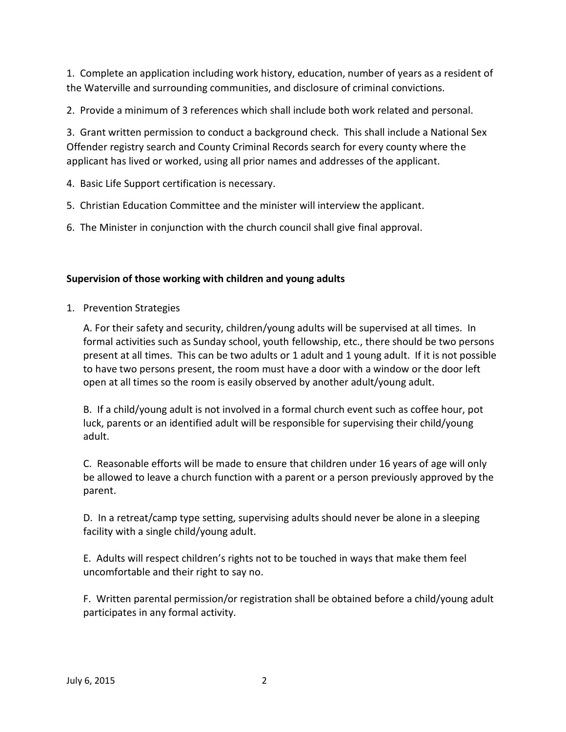1. Complete an application including work history, education, number of years as a resident of the Waterville and surrounding communities, and disclosure of criminal convictions.

2. Provide a minimum of 3 references which shall include both work related and personal.

3. Grant written permission to conduct a background check. This shall include a National Sex Offender registry search and County Criminal Records search for every county where the applicant has lived or worked, using all prior names and addresses of the applicant.

4. Basic Life Support certification is necessary.

5. Christian Education Committee and the minister will interview the applicant.

6. The Minister in conjunction with the church council shall give final approval.

**Supervision of those working with children and young adults**

1. Prevention Strategies

   A. For their safety and security, children/young adults will be supervised at all times. In formal activities such as Sunday school, youth fellowship, etc., there should be two persons present at all times. This can be two adults or 1 adult and 1 young adult. If it is not possible to have two persons present, the room must have a door with a window or the door left open at all times so the room is easily observed by another adult/young adult.

   B. If a child/young adult is not involved in a formal church event such as coffee hour, pot luck, parents or an identified adult will be responsible for supervising their child/young adult.

   C. Reasonable efforts will be made to ensure that children under 16 years of age will only be allowed to leave a church function with a parent or a person previously approved by the parent.

   D. In a retreat/camp type setting, supervising adults should never be alone in a sleeping facility with a single child/young adult.

   E. Adults will respect children's rights not to be touched in ways that make them feel uncomfortable and their right to say no.

   F. Written parental permission/or registration shall be obtained before a child/young adult participates in any formal activity.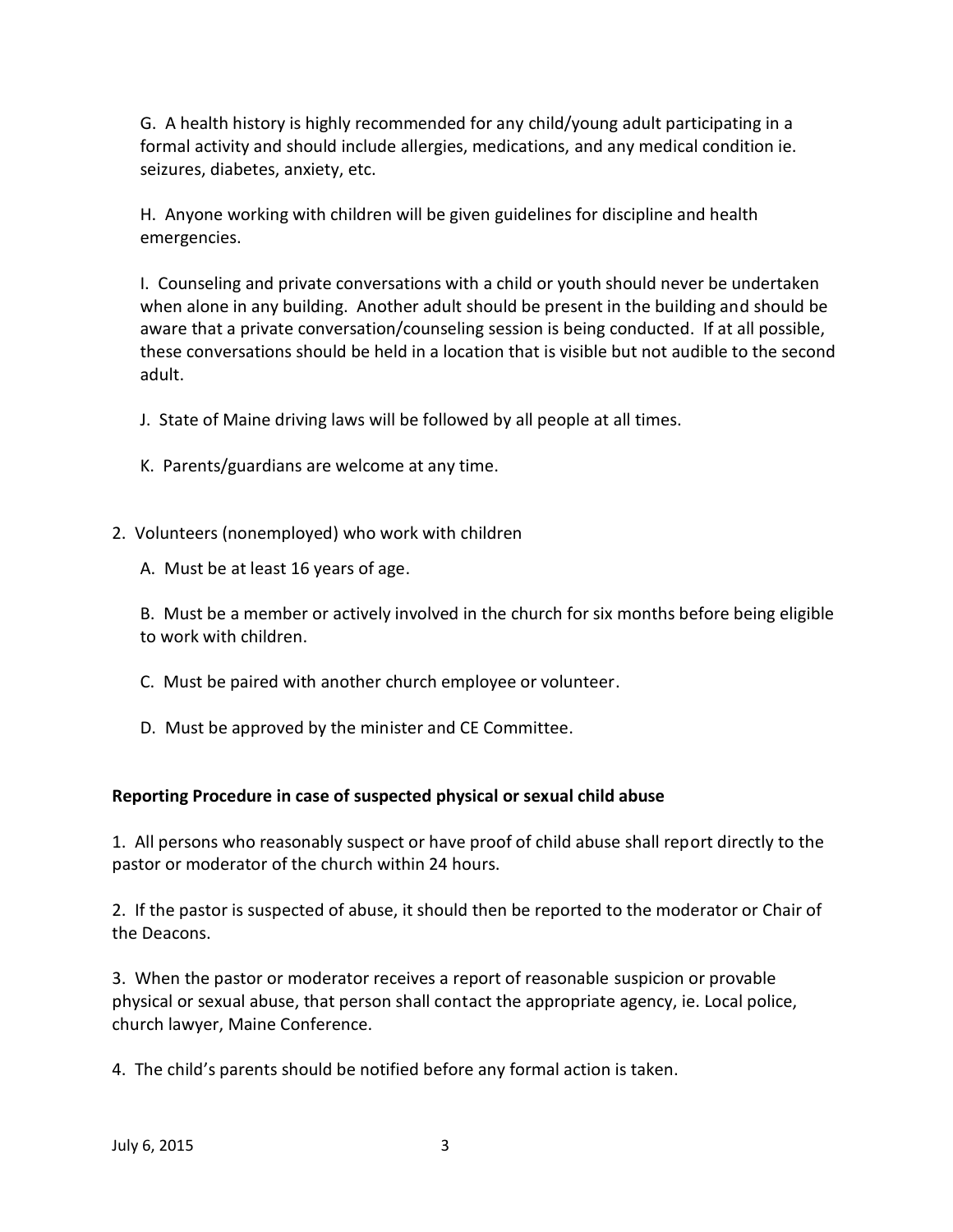G. A health history is highly recommended for any child/young adult participating in a formal activity and should include allergies, medications, and any medical condition ie. seizures, diabetes, anxiety, etc.

H. Anyone working with children will be given guidelines for discipline and health emergencies.

I. Counseling and private conversations with a child or youth should never be undertaken when alone in any building. Another adult should be present in the building and should be aware that a private conversation/counseling session is being conducted. If at all possible, these conversations should be held in a location that is visible but not audible to the second adult.

J. State of Maine driving laws will be followed by all people at all times.

K. Parents/guardians are welcome at any time.

2. Volunteers (nonemployed) who work with children

   A. Must be at least 16 years of age.

   B. Must be a member or actively involved in the church for six months before being eligible to work with children.

   C. Must be paired with another church employee or volunteer.

   D. Must be approved by the minister and CE Committee.

**Reporting Procedure in case of suspected physical or sexual child abuse**

1. All persons who reasonably suspect or have proof of child abuse shall report directly to the pastor or moderator of the church within 24 hours.

2. If the pastor is suspected of abuse, it should then be reported to the moderator or Chair of the Deacons.

3. When the pastor or moderator receives a report of reasonable suspicion or provable physical or sexual abuse, that person shall contact the appropriate agency, ie. Local police, church lawyer, Maine Conference.

4. The child's parents should be notified before any formal action is taken.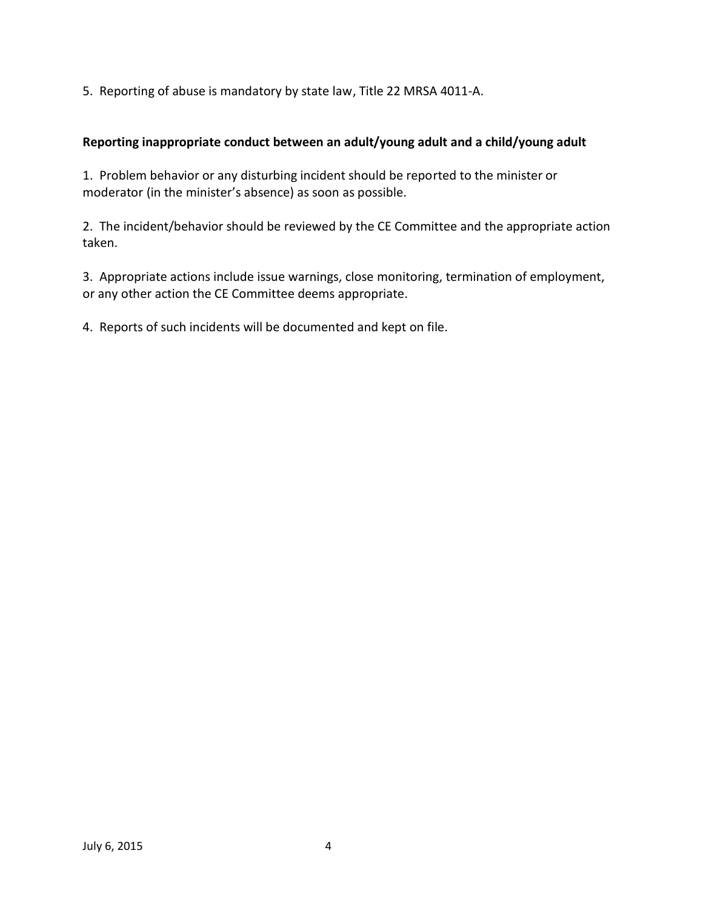5. Reporting of abuse is mandatory by state law, Title 22 MRSA 4011-A.

**Reporting inappropriate conduct between an adult/young adult and a child/young adult**

1. Problem behavior or any disturbing incident should be reported to the minister or moderator (in the minister's absence) as soon as possible.

2. The incident/behavior should be reviewed by the CE Committee and the appropriate action taken.

3. Appropriate actions include issue warnings, close monitoring, termination of employment, or any other action the CE Committee deems appropriate.

4. Reports of such incidents will be documented and kept on file.

July 6, 2015